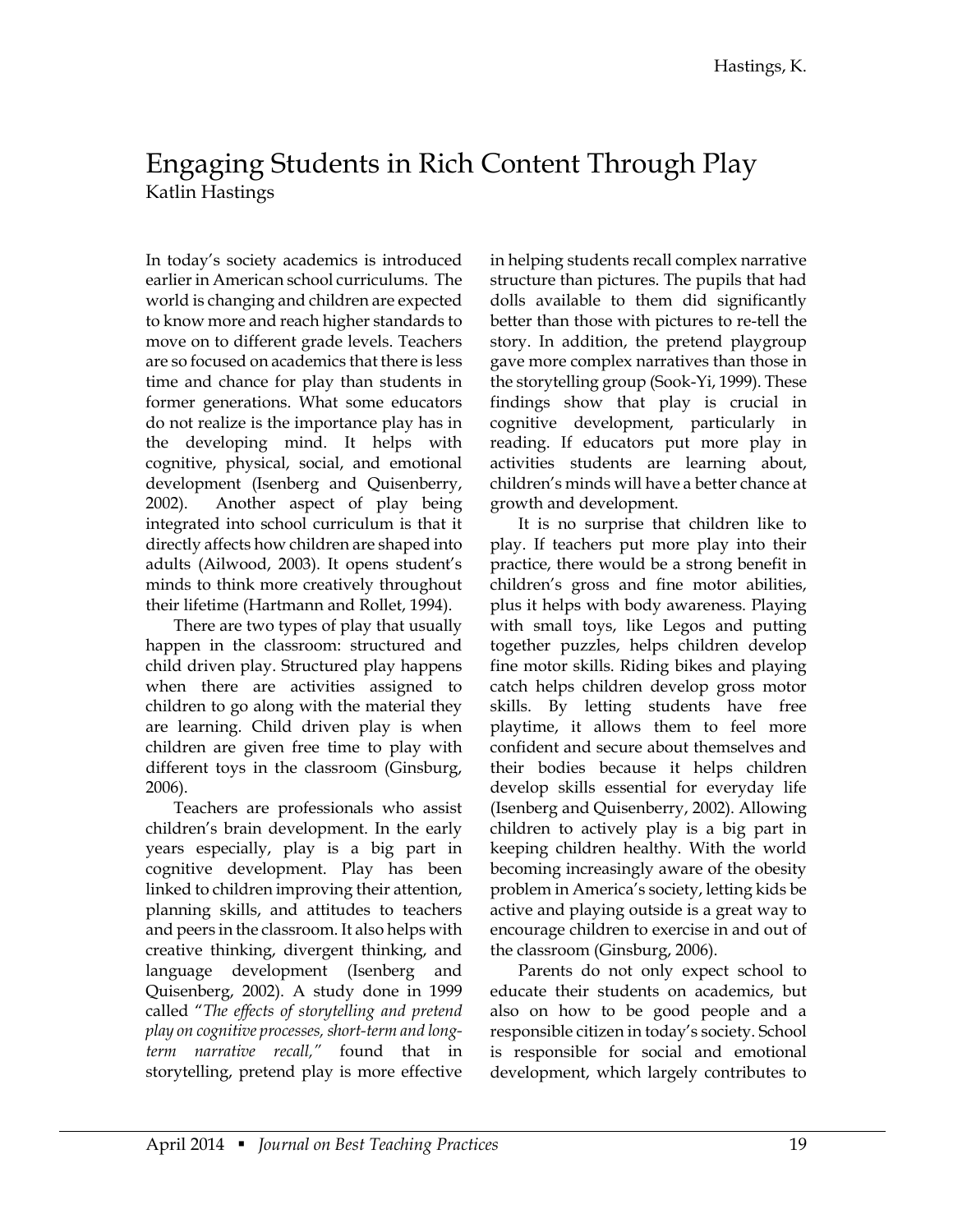# Engaging Students in Rich Content Through Play

Katlin Hastings

In today's society academics is introduced earlier in American school curriculums. The world is changing and children are expected to know more and reach higher standards to move on to different grade levels. Teachers are so focused on academics that there is less time and chance for play than students in former generations. What some educators do not realize is the importance play has in the developing mind. It helps with cognitive, physical, social, and emotional development (Isenberg and Quisenberry, 2002). Another aspect of play being integrated into school curriculum is that it directly affects how children are shaped into adults (Ailwood, 2003). It opens student's minds to think more creatively throughout their lifetime (Hartmann and Rollet, 1994).

There are two types of play that usually happen in the classroom: structured and child driven play. Structured play happens when there are activities assigned to children to go along with the material they are learning. Child driven play is when children are given free time to play with different toys in the classroom (Ginsburg, 2006).

Teachers are professionals who assist children's brain development. In the early years especially, play is a big part in cognitive development. Play has been linked to children improving their attention, planning skills, and attitudes to teachers and peers in the classroom. It also helps with creative thinking, divergent thinking, and language development (Isenberg and Quisenberg, 2002). A study done in 1999 called "*The effects of storytelling and pretend play on cognitive processes, short-term and long-term narrative recall,*" found that in storytelling, pretend play is more effective in helping students recall complex narrative structure than pictures. The pupils that had dolls available to them did significantly better than those with pictures to re-tell the story. In addition, the pretend playgroup gave more complex narratives than those in the storytelling group (Sook-Yi, 1999). These findings show that play is crucial in cognitive development, particularly in reading. If educators put more play in activities students are learning about, children's minds will have a better chance at growth and development.

It is no surprise that children like to play. If teachers put more play into their practice, there would be a strong benefit in children's gross and fine motor abilities, plus it helps with body awareness. Playing with small toys, like Legos and putting together puzzles, helps children develop fine motor skills. Riding bikes and playing catch helps children develop gross motor skills. By letting students have free playtime, it allows them to feel more confident and secure about themselves and their bodies because it helps children develop skills essential for everyday life (Isenberg and Quisenberry, 2002). Allowing children to actively play is a big part in keeping children healthy. With the world becoming increasingly aware of the obesity problem in America's society, letting kids be active and playing outside is a great way to encourage children to exercise in and out of the classroom (Ginsburg, 2006).

Parents do not only expect school to educate their students on academics, but also on how to be good people and a responsible citizen in today's society. School is responsible for social and emotional development, which largely contributes to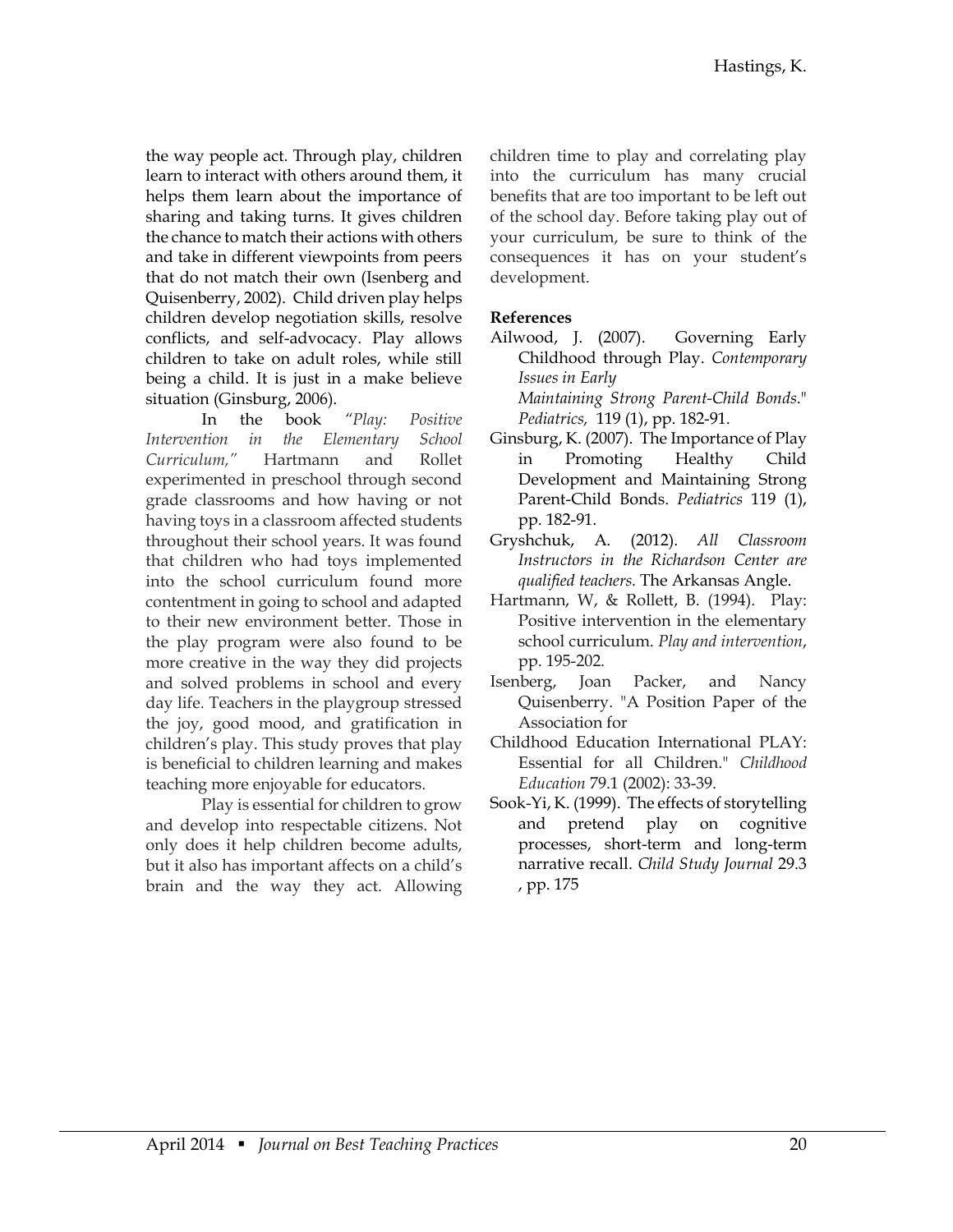the way people act. Through play, children learn to interact with others around them, it helps them learn about the importance of sharing and taking turns. It gives children the chance to match their actions with others and take in different viewpoints from peers that do not match their own (Isenberg and Quisenberry, 2002). Child driven play helps children develop negotiation skills, resolve conflicts, and self-advocacy. Play allows children to take on adult roles, while still being a child. It is just in a make believe situation (Ginsburg, 2006).

In the book *"Play: Positive Intervention in the Elementary School Curriculum,"* Hartmann and Rollet experimented in preschool through second grade classrooms and how having or not having toys in a classroom affected students throughout their school years. It was found that children who had toys implemented into the school curriculum found more contentment in going to school and adapted to their new environment better. Those in the play program were also found to be more creative in the way they did projects and solved problems in school and every day life. Teachers in the playgroup stressed the joy, good mood, and gratification in children's play. This study proves that play is beneficial to children learning and makes teaching more enjoyable for educators.

Play is essential for children to grow and develop into respectable citizens. Not only does it help children become adults, but it also has important affects on a child's brain and the way they act. Allowing children time to play and correlating play into the curriculum has many crucial benefits that are too important to be left out of the school day. Before taking play out of your curriculum, be sure to think of the consequences it has on your student's development.

**References**

Ailwood, J. (2007). Governing Early Childhood through Play. *Contemporary Issues in Early Maintaining Strong Parent-Child Bonds*." *Pediatrics,* 119 (1), pp. 182-91.

Ginsburg, K. (2007). The Importance of Play in Promoting Healthy Child Development and Maintaining Strong Parent-Child Bonds. *Pediatrics* 119 (1), pp. 182-91.

Gryshchuk, A. (2012). *All Classroom Instructors in the Richardson Center are qualified teachers.* The Arkansas Angle.

Hartmann, W, & Rollett, B. (1994). Play: Positive intervention in the elementary school curriculum. *Play and intervention*, pp. 195-202.

Isenberg, Joan Packer, and Nancy Quisenberry. "A Position Paper of the Association for Childhood Education International PLAY: Essential for all Children." *Childhood Education* 79.1 (2002): 33-39.

Sook-Yi, K. (1999). The effects of storytelling and pretend play on cognitive processes, short-term and long-term narrative recall. *Child Study Journal* 29.3 , pp. 175